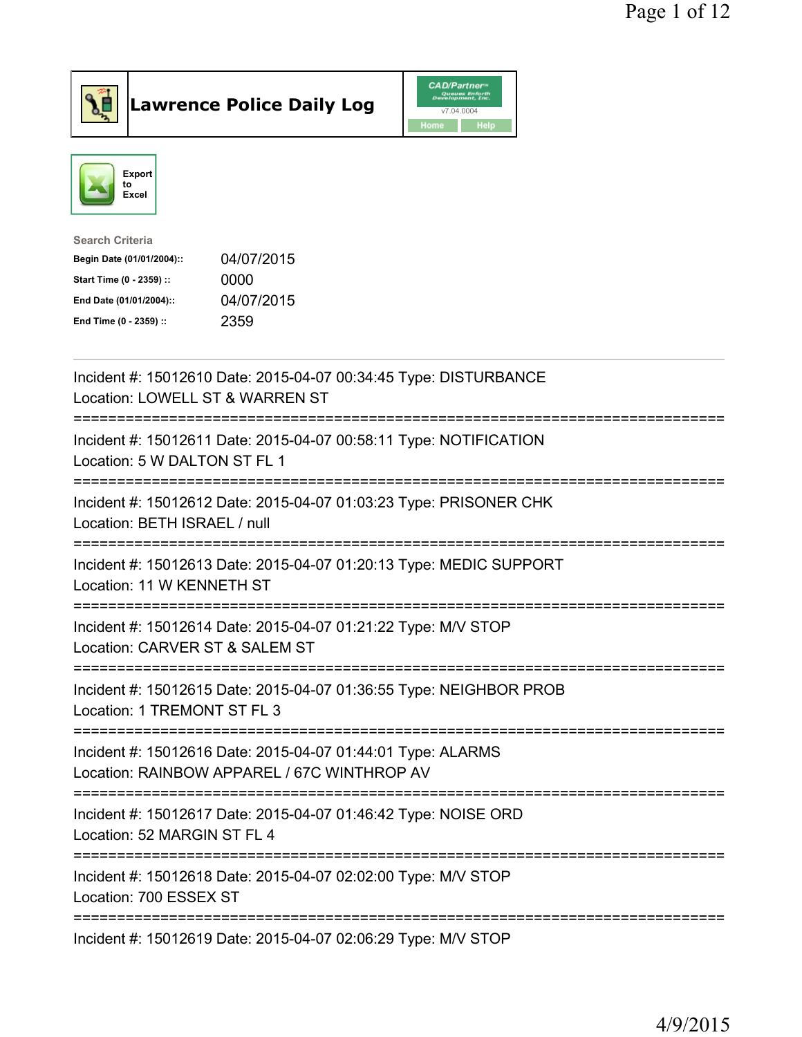# Lawrence Police Daily Log

Export to Excel

**Search Criteria**

| | |
|---|---|
| **Begin Date (01/01/2004)::** | 04/07/2015 |
| **Start Time (0 - 2359) ::** | 0000 |
| **End Date (01/01/2004)::** | 04/07/2015 |
| **End Time (0 - 2359) ::** | 2359 |

---

Incident #: 15012610 Date: 2015-04-07 00:34:45 Type: DISTURBANCE
Location: LOWELL ST & WARREN ST

===========================================================================

Incident #: 15012611 Date: 2015-04-07 00:58:11 Type: NOTIFICATION
Location: 5 W DALTON ST FL 1

===========================================================================

Incident #: 15012612 Date: 2015-04-07 01:03:23 Type: PRISONER CHK
Location: BETH ISRAEL / null

===========================================================================

Incident #: 15012613 Date: 2015-04-07 01:20:13 Type: MEDIC SUPPORT
Location: 11 W KENNETH ST

===========================================================================

Incident #: 15012614 Date: 2015-04-07 01:21:22 Type: M/V STOP
Location: CARVER ST & SALEM ST

===========================================================================

Incident #: 15012615 Date: 2015-04-07 01:36:55 Type: NEIGHBOR PROB
Location: 1 TREMONT ST FL 3

===========================================================================

Incident #: 15012616 Date: 2015-04-07 01:44:01 Type: ALARMS
Location: RAINBOW APPAREL / 67C WINTHROP AV

===========================================================================

Incident #: 15012617 Date: 2015-04-07 01:46:42 Type: NOISE ORD
Location: 52 MARGIN ST FL 4

===========================================================================

Incident #: 15012618 Date: 2015-04-07 02:02:00 Type: M/V STOP
Location: 700 ESSEX ST

===========================================================================

Incident #: 15012619 Date: 2015-04-07 02:06:29 Type: M/V STOP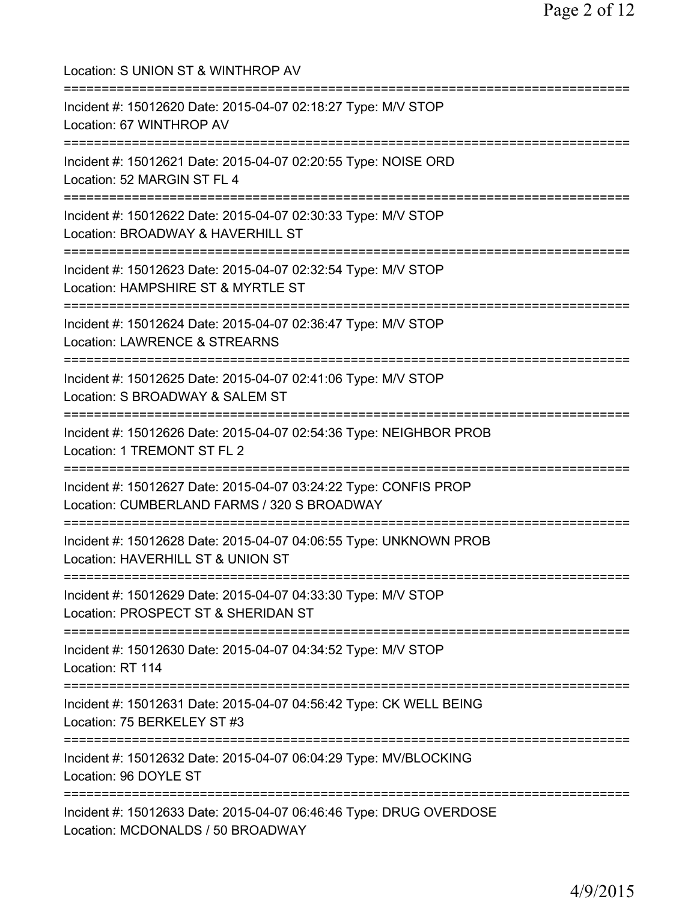Location: S UNION ST & WINTHROP AV

===========================================================================

Incident #: 15012620 Date: 2015-04-07 02:18:27 Type: M/V STOP

Location: 67 WINTHROP AV

===========================================================================

Incident #: 15012621 Date: 2015-04-07 02:20:55 Type: NOISE ORD

Location: 52 MARGIN ST FL 4

===========================================================================

Incident #: 15012622 Date: 2015-04-07 02:30:33 Type: M/V STOP

Location: BROADWAY & HAVERHILL ST

===========================================================================

Incident #: 15012623 Date: 2015-04-07 02:32:54 Type: M/V STOP

Location: HAMPSHIRE ST & MYRTLE ST

===========================================================================

Incident #: 15012624 Date: 2015-04-07 02:36:47 Type: M/V STOP

Location: LAWRENCE & STREARNS

===========================================================================

Incident #: 15012625 Date: 2015-04-07 02:41:06 Type: M/V STOP

Location: S BROADWAY & SALEM ST

===========================================================================

Incident #: 15012626 Date: 2015-04-07 02:54:36 Type: NEIGHBOR PROB

Location: 1 TREMONT ST FL 2

===========================================================================

Incident #: 15012627 Date: 2015-04-07 03:24:22 Type: CONFIS PROP

Location: CUMBERLAND FARMS / 320 S BROADWAY

===========================================================================

Incident #: 15012628 Date: 2015-04-07 04:06:55 Type: UNKNOWN PROB

Location: HAVERHILL ST & UNION ST

===========================================================================

Incident #: 15012629 Date: 2015-04-07 04:33:30 Type: M/V STOP

Location: PROSPECT ST & SHERIDAN ST

===========================================================================

Incident #: 15012630 Date: 2015-04-07 04:34:52 Type: M/V STOP

Location: RT 114

===========================================================================

Incident #: 15012631 Date: 2015-04-07 04:56:42 Type: CK WELL BEING

Location: 75 BERKELEY ST #3

===========================================================================

Incident #: 15012632 Date: 2015-04-07 06:04:29 Type: MV/BLOCKING

Location: 96 DOYLE ST

===========================================================================

Incident #: 15012633 Date: 2015-04-07 06:46:46 Type: DRUG OVERDOSE

Location: MCDONALDS / 50 BROADWAY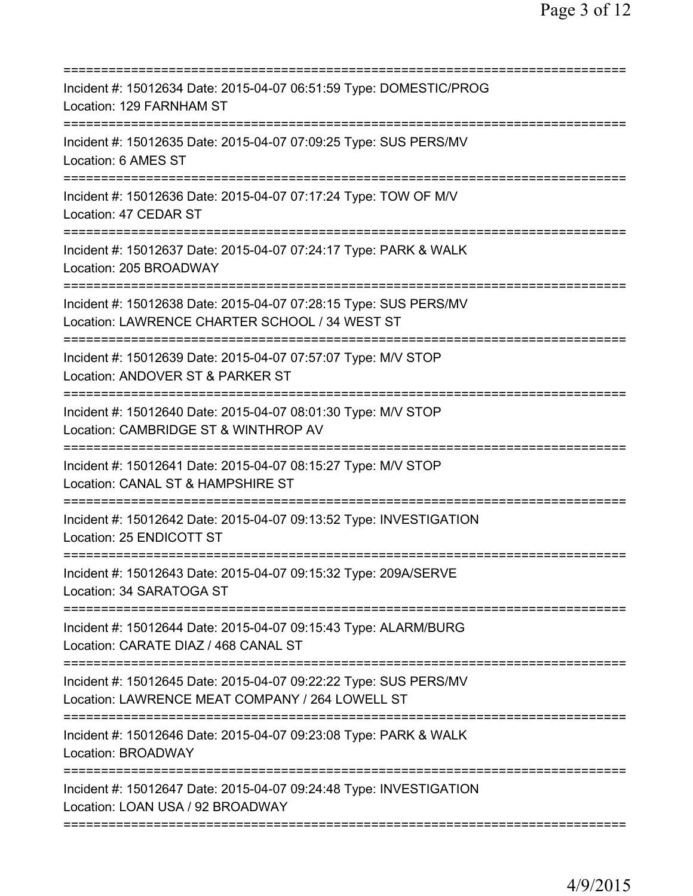===========================================================================
Incident #: 15012634 Date: 2015-04-07 06:51:59 Type: DOMESTIC/PROG
Location: 129 FARNHAM ST
===========================================================================
Incident #: 15012635 Date: 2015-04-07 07:09:25 Type: SUS PERS/MV
Location: 6 AMES ST
===========================================================================
Incident #: 15012636 Date: 2015-04-07 07:17:24 Type: TOW OF M/V
Location: 47 CEDAR ST
===========================================================================
Incident #: 15012637 Date: 2015-04-07 07:24:17 Type: PARK & WALK
Location: 205 BROADWAY
===========================================================================
Incident #: 15012638 Date: 2015-04-07 07:28:15 Type: SUS PERS/MV
Location: LAWRENCE CHARTER SCHOOL / 34 WEST ST
===========================================================================
Incident #: 15012639 Date: 2015-04-07 07:57:07 Type: M/V STOP
Location: ANDOVER ST & PARKER ST
===========================================================================
Incident #: 15012640 Date: 2015-04-07 08:01:30 Type: M/V STOP
Location: CAMBRIDGE ST & WINTHROP AV
===========================================================================
Incident #: 15012641 Date: 2015-04-07 08:15:27 Type: M/V STOP
Location: CANAL ST & HAMPSHIRE ST
===========================================================================
Incident #: 15012642 Date: 2015-04-07 09:13:52 Type: INVESTIGATION
Location: 25 ENDICOTT ST
===========================================================================
Incident #: 15012643 Date: 2015-04-07 09:15:32 Type: 209A/SERVE
Location: 34 SARATOGA ST
===========================================================================
Incident #: 15012644 Date: 2015-04-07 09:15:43 Type: ALARM/BURG
Location: CARATE DIAZ / 468 CANAL ST
===========================================================================
Incident #: 15012645 Date: 2015-04-07 09:22:22 Type: SUS PERS/MV
Location: LAWRENCE MEAT COMPANY / 264 LOWELL ST
===========================================================================
Incident #: 15012646 Date: 2015-04-07 09:23:08 Type: PARK & WALK
Location: BROADWAY
===========================================================================
Incident #: 15012647 Date: 2015-04-07 09:24:48 Type: INVESTIGATION
Location: LOAN USA / 92 BROADWAY
===========================================================================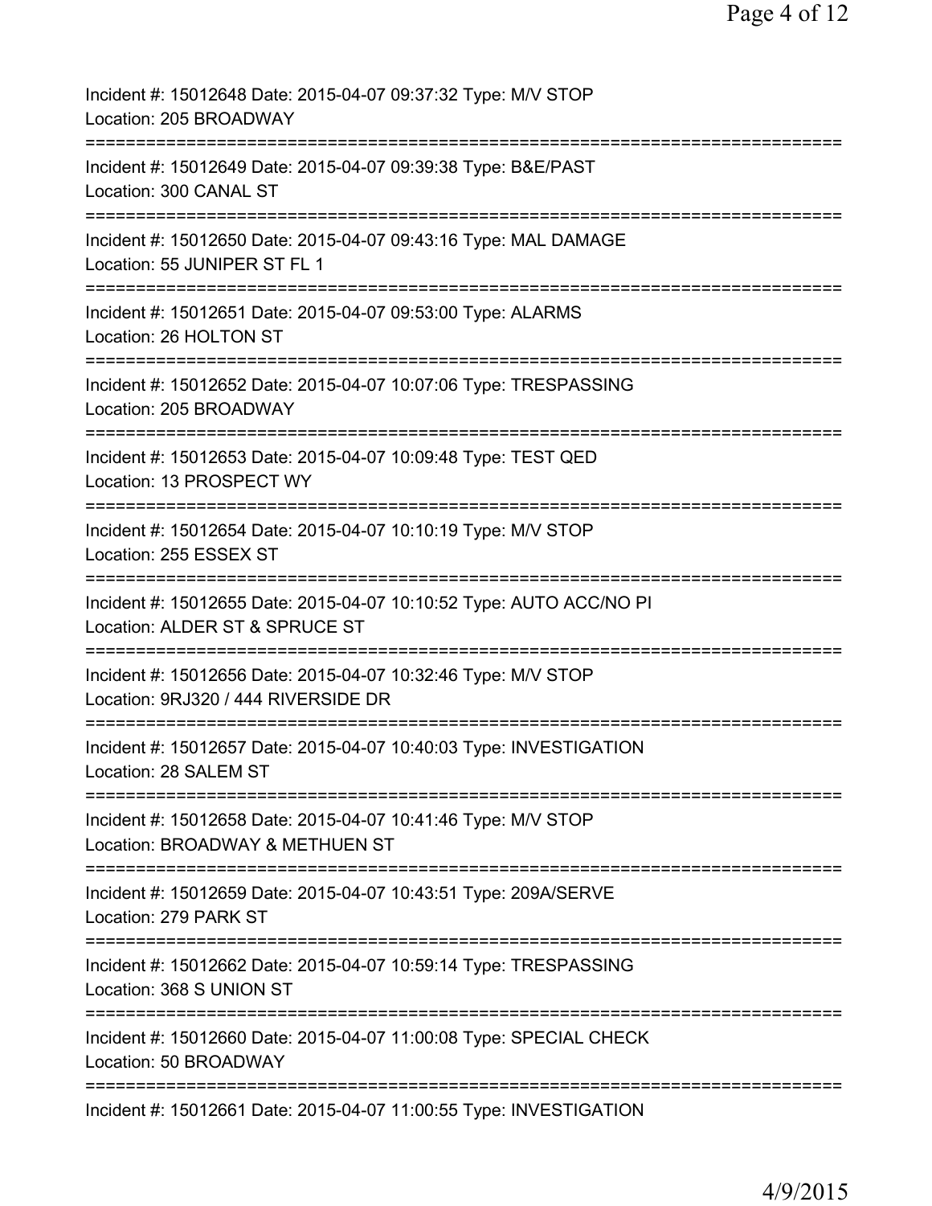Incident #: 15012648 Date: 2015-04-07 09:37:32 Type: M/V STOP
Location: 205 BROADWAY

===========================================================================

Incident #: 15012649 Date: 2015-04-07 09:39:38 Type: B&E/PAST
Location: 300 CANAL ST

===========================================================================

Incident #: 15012650 Date: 2015-04-07 09:43:16 Type: MAL DAMAGE
Location: 55 JUNIPER ST FL 1

===========================================================================

Incident #: 15012651 Date: 2015-04-07 09:53:00 Type: ALARMS
Location: 26 HOLTON ST

===========================================================================

Incident #: 15012652 Date: 2015-04-07 10:07:06 Type: TRESPASSING
Location: 205 BROADWAY

===========================================================================

Incident #: 15012653 Date: 2015-04-07 10:09:48 Type: TEST QED
Location: 13 PROSPECT WY

===========================================================================

Incident #: 15012654 Date: 2015-04-07 10:10:19 Type: M/V STOP
Location: 255 ESSEX ST

===========================================================================

Incident #: 15012655 Date: 2015-04-07 10:10:52 Type: AUTO ACC/NO PI
Location: ALDER ST & SPRUCE ST

===========================================================================

Incident #: 15012656 Date: 2015-04-07 10:32:46 Type: M/V STOP
Location: 9RJ320 / 444 RIVERSIDE DR

===========================================================================

Incident #: 15012657 Date: 2015-04-07 10:40:03 Type: INVESTIGATION
Location: 28 SALEM ST

===========================================================================

Incident #: 15012658 Date: 2015-04-07 10:41:46 Type: M/V STOP
Location: BROADWAY & METHUEN ST

===========================================================================

Incident #: 15012659 Date: 2015-04-07 10:43:51 Type: 209A/SERVE
Location: 279 PARK ST

===========================================================================

Incident #: 15012662 Date: 2015-04-07 10:59:14 Type: TRESPASSING
Location: 368 S UNION ST

===========================================================================

Incident #: 15012660 Date: 2015-04-07 11:00:08 Type: SPECIAL CHECK
Location: 50 BROADWAY

===========================================================================

Incident #: 15012661 Date: 2015-04-07 11:00:55 Type: INVESTIGATION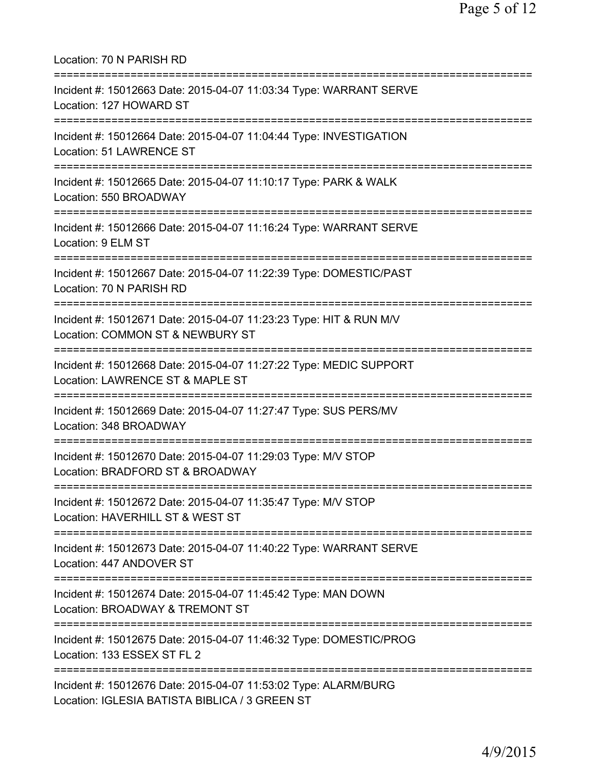Location: 70 N PARISH RD

===========================================================================

Incident #: 15012663 Date: 2015-04-07 11:03:34 Type: WARRANT SERVE
Location: 127 HOWARD ST

===========================================================================

Incident #: 15012664 Date: 2015-04-07 11:04:44 Type: INVESTIGATION
Location: 51 LAWRENCE ST

===========================================================================

Incident #: 15012665 Date: 2015-04-07 11:10:17 Type: PARK & WALK
Location: 550 BROADWAY

===========================================================================

Incident #: 15012666 Date: 2015-04-07 11:16:24 Type: WARRANT SERVE
Location: 9 ELM ST

===========================================================================

Incident #: 15012667 Date: 2015-04-07 11:22:39 Type: DOMESTIC/PAST
Location: 70 N PARISH RD

===========================================================================

Incident #: 15012671 Date: 2015-04-07 11:23:23 Type: HIT & RUN M/V
Location: COMMON ST & NEWBURY ST

===========================================================================

Incident #: 15012668 Date: 2015-04-07 11:27:22 Type: MEDIC SUPPORT
Location: LAWRENCE ST & MAPLE ST

===========================================================================

Incident #: 15012669 Date: 2015-04-07 11:27:47 Type: SUS PERS/MV
Location: 348 BROADWAY

===========================================================================

Incident #: 15012670 Date: 2015-04-07 11:29:03 Type: M/V STOP
Location: BRADFORD ST & BROADWAY

===========================================================================

Incident #: 15012672 Date: 2015-04-07 11:35:47 Type: M/V STOP
Location: HAVERHILL ST & WEST ST

===========================================================================

Incident #: 15012673 Date: 2015-04-07 11:40:22 Type: WARRANT SERVE
Location: 447 ANDOVER ST

===========================================================================

Incident #: 15012674 Date: 2015-04-07 11:45:42 Type: MAN DOWN
Location: BROADWAY & TREMONT ST

===========================================================================

Incident #: 15012675 Date: 2015-04-07 11:46:32 Type: DOMESTIC/PROG
Location: 133 ESSEX ST FL 2

===========================================================================

Incident #: 15012676 Date: 2015-04-07 11:53:02 Type: ALARM/BURG
Location: IGLESIA BATISTA BIBLICA / 3 GREEN ST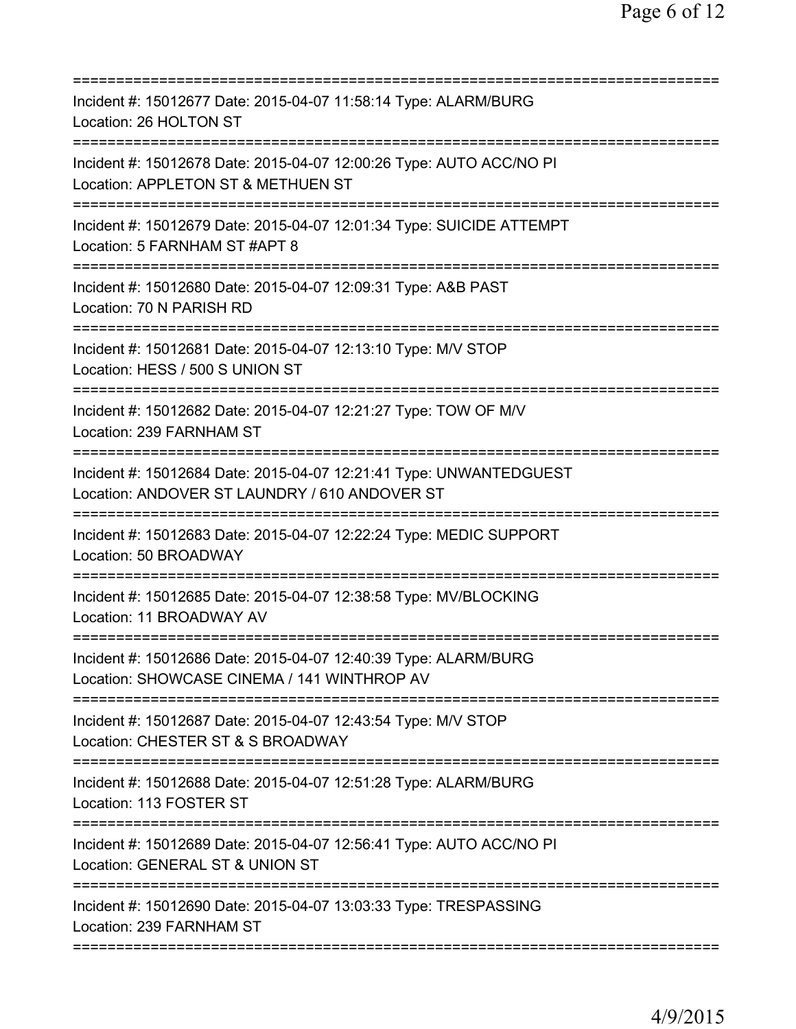Incident #: 15012677 Date: 2015-04-07 11:58:14 Type: ALARM/BURG
Location: 26 HOLTON ST

Incident #: 15012678 Date: 2015-04-07 12:00:26 Type: AUTO ACC/NO PI
Location: APPLETON ST & METHUEN ST

Incident #: 15012679 Date: 2015-04-07 12:01:34 Type: SUICIDE ATTEMPT
Location: 5 FARNHAM ST #APT 8

Incident #: 15012680 Date: 2015-04-07 12:09:31 Type: A&B PAST
Location: 70 N PARISH RD

Incident #: 15012681 Date: 2015-04-07 12:13:10 Type: M/V STOP
Location: HESS / 500 S UNION ST

Incident #: 15012682 Date: 2015-04-07 12:21:27 Type: TOW OF M/V
Location: 239 FARNHAM ST

Incident #: 15012684 Date: 2015-04-07 12:21:41 Type: UNWANTEDGUEST
Location: ANDOVER ST LAUNDRY / 610 ANDOVER ST

Incident #: 15012683 Date: 2015-04-07 12:22:24 Type: MEDIC SUPPORT
Location: 50 BROADWAY

Incident #: 15012685 Date: 2015-04-07 12:38:58 Type: MV/BLOCKING
Location: 11 BROADWAY AV

Incident #: 15012686 Date: 2015-04-07 12:40:39 Type: ALARM/BURG
Location: SHOWCASE CINEMA / 141 WINTHROP AV

Incident #: 15012687 Date: 2015-04-07 12:43:54 Type: M/V STOP
Location: CHESTER ST & S BROADWAY

Incident #: 15012688 Date: 2015-04-07 12:51:28 Type: ALARM/BURG
Location: 113 FOSTER ST

Incident #: 15012689 Date: 2015-04-07 12:56:41 Type: AUTO ACC/NO PI
Location: GENERAL ST & UNION ST

Incident #: 15012690 Date: 2015-04-07 13:03:33 Type: TRESPASSING
Location: 239 FARNHAM ST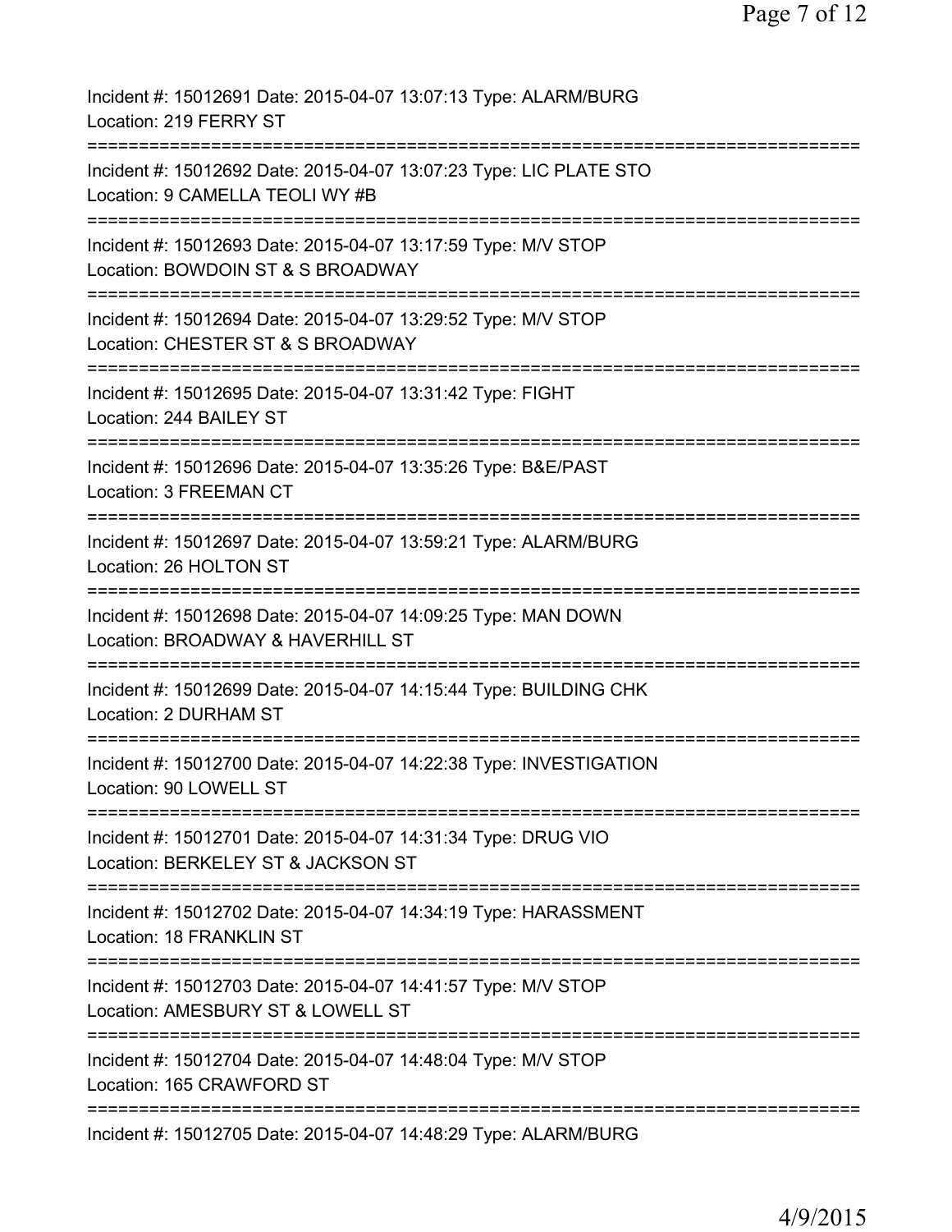Incident #: 15012691 Date: 2015-04-07 13:07:13 Type: ALARM/BURG
Location: 219 FERRY ST

===========================================================================

Incident #: 15012692 Date: 2015-04-07 13:07:23 Type: LIC PLATE STO
Location: 9 CAMELLA TEOLI WY #B

===========================================================================

Incident #: 15012693 Date: 2015-04-07 13:17:59 Type: M/V STOP
Location: BOWDOIN ST & S BROADWAY

===========================================================================

Incident #: 15012694 Date: 2015-04-07 13:29:52 Type: M/V STOP
Location: CHESTER ST & S BROADWAY

===========================================================================

Incident #: 15012695 Date: 2015-04-07 13:31:42 Type: FIGHT
Location: 244 BAILEY ST

===========================================================================

Incident #: 15012696 Date: 2015-04-07 13:35:26 Type: B&E/PAST
Location: 3 FREEMAN CT

===========================================================================

Incident #: 15012697 Date: 2015-04-07 13:59:21 Type: ALARM/BURG
Location: 26 HOLTON ST

===========================================================================

Incident #: 15012698 Date: 2015-04-07 14:09:25 Type: MAN DOWN
Location: BROADWAY & HAVERHILL ST

===========================================================================

Incident #: 15012699 Date: 2015-04-07 14:15:44 Type: BUILDING CHK
Location: 2 DURHAM ST

===========================================================================

Incident #: 15012700 Date: 2015-04-07 14:22:38 Type: INVESTIGATION
Location: 90 LOWELL ST

===========================================================================

Incident #: 15012701 Date: 2015-04-07 14:31:34 Type: DRUG VIO
Location: BERKELEY ST & JACKSON ST

===========================================================================

Incident #: 15012702 Date: 2015-04-07 14:34:19 Type: HARASSMENT
Location: 18 FRANKLIN ST

===========================================================================

Incident #: 15012703 Date: 2015-04-07 14:41:57 Type: M/V STOP
Location: AMESBURY ST & LOWELL ST

===========================================================================

Incident #: 15012704 Date: 2015-04-07 14:48:04 Type: M/V STOP
Location: 165 CRAWFORD ST

===========================================================================

Incident #: 15012705 Date: 2015-04-07 14:48:29 Type: ALARM/BURG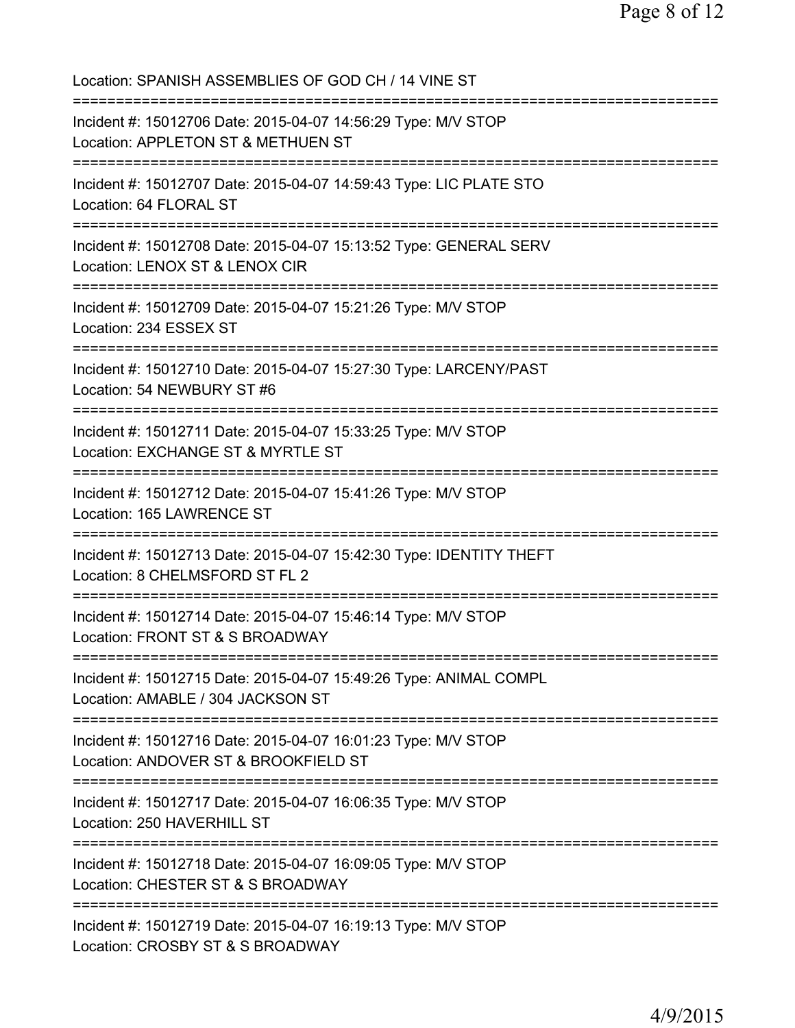Location: SPANISH ASSEMBLIES OF GOD CH / 14 VINE ST

===========================================================================

Incident #: 15012706 Date: 2015-04-07 14:56:29 Type: M/V STOP
Location: APPLETON ST & METHUEN ST

===========================================================================

Incident #: 15012707 Date: 2015-04-07 14:59:43 Type: LIC PLATE STO
Location: 64 FLORAL ST

===========================================================================

Incident #: 15012708 Date: 2015-04-07 15:13:52 Type: GENERAL SERV
Location: LENOX ST & LENOX CIR

===========================================================================

Incident #: 15012709 Date: 2015-04-07 15:21:26 Type: M/V STOP
Location: 234 ESSEX ST

===========================================================================

Incident #: 15012710 Date: 2015-04-07 15:27:30 Type: LARCENY/PAST
Location: 54 NEWBURY ST #6

===========================================================================

Incident #: 15012711 Date: 2015-04-07 15:33:25 Type: M/V STOP
Location: EXCHANGE ST & MYRTLE ST

===========================================================================

Incident #: 15012712 Date: 2015-04-07 15:41:26 Type: M/V STOP
Location: 165 LAWRENCE ST

===========================================================================

Incident #: 15012713 Date: 2015-04-07 15:42:30 Type: IDENTITY THEFT
Location: 8 CHELMSFORD ST FL 2

===========================================================================

Incident #: 15012714 Date: 2015-04-07 15:46:14 Type: M/V STOP
Location: FRONT ST & S BROADWAY

===========================================================================

Incident #: 15012715 Date: 2015-04-07 15:49:26 Type: ANIMAL COMPL
Location: AMABLE / 304 JACKSON ST

===========================================================================

Incident #: 15012716 Date: 2015-04-07 16:01:23 Type: M/V STOP
Location: ANDOVER ST & BROOKFIELD ST

===========================================================================

Incident #: 15012717 Date: 2015-04-07 16:06:35 Type: M/V STOP
Location: 250 HAVERHILL ST

===========================================================================

Incident #: 15012718 Date: 2015-04-07 16:09:05 Type: M/V STOP
Location: CHESTER ST & S BROADWAY

===========================================================================

Incident #: 15012719 Date: 2015-04-07 16:19:13 Type: M/V STOP
Location: CROSBY ST & S BROADWAY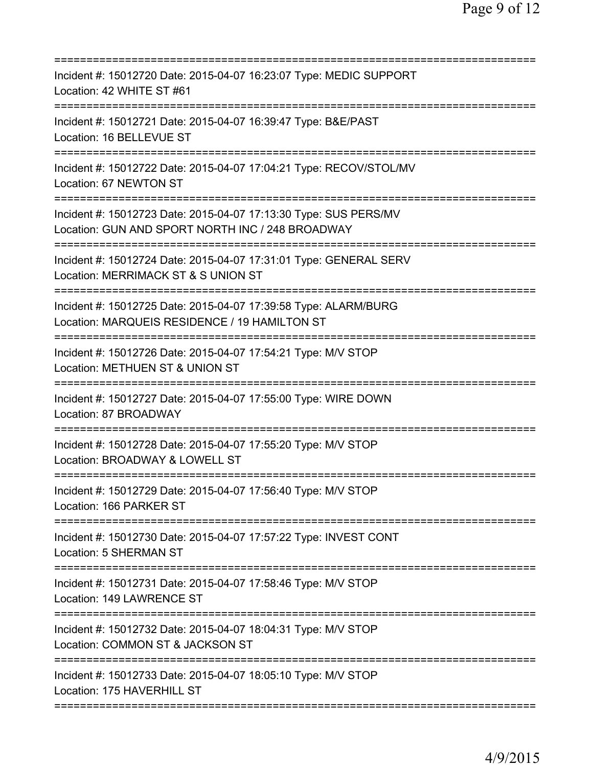===========================================================================
Incident #: 15012720 Date: 2015-04-07 16:23:07 Type: MEDIC SUPPORT
Location: 42 WHITE ST #61
===========================================================================
Incident #: 15012721 Date: 2015-04-07 16:39:47 Type: B&E/PAST
Location: 16 BELLEVUE ST
===========================================================================
Incident #: 15012722 Date: 2015-04-07 17:04:21 Type: RECOV/STOL/MV
Location: 67 NEWTON ST
===========================================================================
Incident #: 15012723 Date: 2015-04-07 17:13:30 Type: SUS PERS/MV
Location: GUN AND SPORT NORTH INC / 248 BROADWAY
===========================================================================
Incident #: 15012724 Date: 2015-04-07 17:31:01 Type: GENERAL SERV
Location: MERRIMACK ST & S UNION ST
===========================================================================
Incident #: 15012725 Date: 2015-04-07 17:39:58 Type: ALARM/BURG
Location: MARQUEIS RESIDENCE / 19 HAMILTON ST
===========================================================================
Incident #: 15012726 Date: 2015-04-07 17:54:21 Type: M/V STOP
Location: METHUEN ST & UNION ST
===========================================================================
Incident #: 15012727 Date: 2015-04-07 17:55:00 Type: WIRE DOWN
Location: 87 BROADWAY
===========================================================================
Incident #: 15012728 Date: 2015-04-07 17:55:20 Type: M/V STOP
Location: BROADWAY & LOWELL ST
===========================================================================
Incident #: 15012729 Date: 2015-04-07 17:56:40 Type: M/V STOP
Location: 166 PARKER ST
===========================================================================
Incident #: 15012730 Date: 2015-04-07 17:57:22 Type: INVEST CONT
Location: 5 SHERMAN ST
===========================================================================
Incident #: 15012731 Date: 2015-04-07 17:58:46 Type: M/V STOP
Location: 149 LAWRENCE ST
===========================================================================
Incident #: 15012732 Date: 2015-04-07 18:04:31 Type: M/V STOP
Location: COMMON ST & JACKSON ST
===========================================================================
Incident #: 15012733 Date: 2015-04-07 18:05:10 Type: M/V STOP
Location: 175 HAVERHILL ST
===========================================================================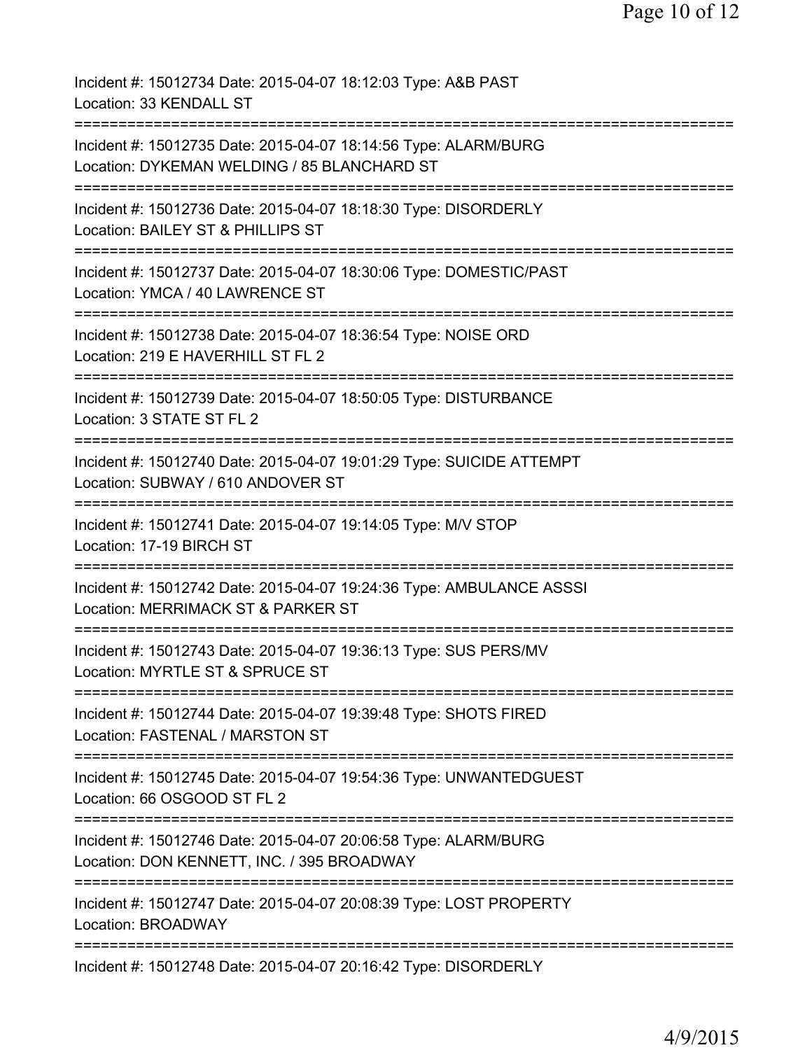Incident #: 15012734 Date: 2015-04-07 18:12:03 Type: A&B PAST
Location: 33 KENDALL ST

===========================================================================

Incident #: 15012735 Date: 2015-04-07 18:14:56 Type: ALARM/BURG
Location: DYKEMAN WELDING / 85 BLANCHARD ST

===========================================================================

Incident #: 15012736 Date: 2015-04-07 18:18:30 Type: DISORDERLY
Location: BAILEY ST & PHILLIPS ST

===========================================================================

Incident #: 15012737 Date: 2015-04-07 18:30:06 Type: DOMESTIC/PAST
Location: YMCA / 40 LAWRENCE ST

===========================================================================

Incident #: 15012738 Date: 2015-04-07 18:36:54 Type: NOISE ORD
Location: 219 E HAVERHILL ST FL 2

===========================================================================

Incident #: 15012739 Date: 2015-04-07 18:50:05 Type: DISTURBANCE
Location: 3 STATE ST FL 2

===========================================================================

Incident #: 15012740 Date: 2015-04-07 19:01:29 Type: SUICIDE ATTEMPT
Location: SUBWAY / 610 ANDOVER ST

===========================================================================

Incident #: 15012741 Date: 2015-04-07 19:14:05 Type: M/V STOP
Location: 17-19 BIRCH ST

===========================================================================

Incident #: 15012742 Date: 2015-04-07 19:24:36 Type: AMBULANCE ASSSI
Location: MERRIMACK ST & PARKER ST

===========================================================================

Incident #: 15012743 Date: 2015-04-07 19:36:13 Type: SUS PERS/MV
Location: MYRTLE ST & SPRUCE ST

===========================================================================

Incident #: 15012744 Date: 2015-04-07 19:39:48 Type: SHOTS FIRED
Location: FASTENAL / MARSTON ST

===========================================================================

Incident #: 15012745 Date: 2015-04-07 19:54:36 Type: UNWANTEDGUEST
Location: 66 OSGOOD ST FL 2

===========================================================================

Incident #: 15012746 Date: 2015-04-07 20:06:58 Type: ALARM/BURG
Location: DON KENNETT, INC. / 395 BROADWAY

===========================================================================

Incident #: 15012747 Date: 2015-04-07 20:08:39 Type: LOST PROPERTY
Location: BROADWAY

===========================================================================

Incident #: 15012748 Date: 2015-04-07 20:16:42 Type: DISORDERLY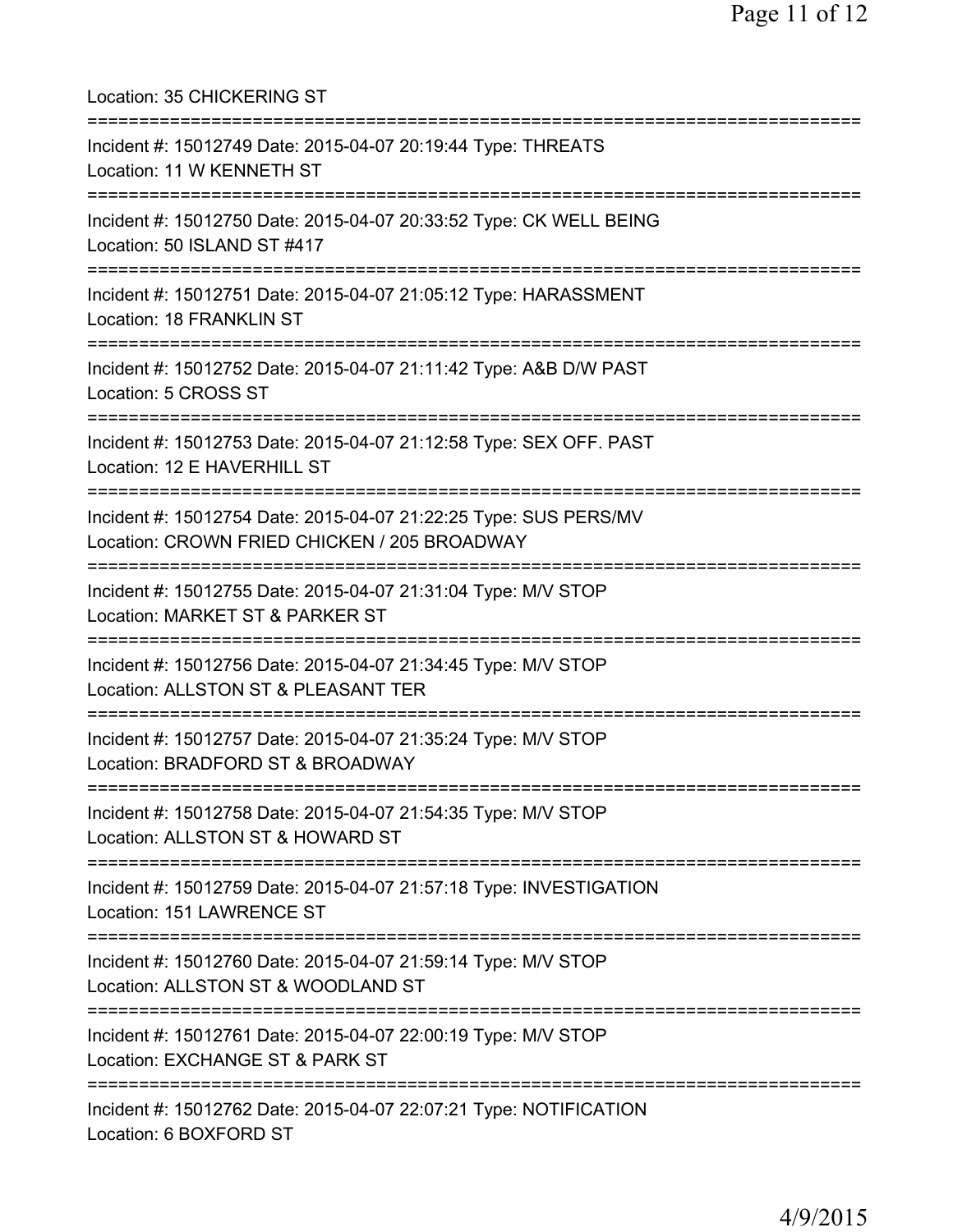Location: 35 CHICKERING ST

===========================================================================

Incident #: 15012749 Date: 2015-04-07 20:19:44 Type: THREATS
Location: 11 W KENNETH ST

===========================================================================

Incident #: 15012750 Date: 2015-04-07 20:33:52 Type: CK WELL BEING
Location: 50 ISLAND ST #417

===========================================================================

Incident #: 15012751 Date: 2015-04-07 21:05:12 Type: HARASSMENT
Location: 18 FRANKLIN ST

===========================================================================

Incident #: 15012752 Date: 2015-04-07 21:11:42 Type: A&B D/W PAST
Location: 5 CROSS ST

===========================================================================

Incident #: 15012753 Date: 2015-04-07 21:12:58 Type: SEX OFF. PAST
Location: 12 E HAVERHILL ST

===========================================================================

Incident #: 15012754 Date: 2015-04-07 21:22:25 Type: SUS PERS/MV
Location: CROWN FRIED CHICKEN / 205 BROADWAY

===========================================================================

Incident #: 15012755 Date: 2015-04-07 21:31:04 Type: M/V STOP
Location: MARKET ST & PARKER ST

===========================================================================

Incident #: 15012756 Date: 2015-04-07 21:34:45 Type: M/V STOP
Location: ALLSTON ST & PLEASANT TER

===========================================================================

Incident #: 15012757 Date: 2015-04-07 21:35:24 Type: M/V STOP
Location: BRADFORD ST & BROADWAY

===========================================================================

Incident #: 15012758 Date: 2015-04-07 21:54:35 Type: M/V STOP
Location: ALLSTON ST & HOWARD ST

===========================================================================

Incident #: 15012759 Date: 2015-04-07 21:57:18 Type: INVESTIGATION
Location: 151 LAWRENCE ST

===========================================================================

Incident #: 15012760 Date: 2015-04-07 21:59:14 Type: M/V STOP
Location: ALLSTON ST & WOODLAND ST

===========================================================================

Incident #: 15012761 Date: 2015-04-07 22:00:19 Type: M/V STOP
Location: EXCHANGE ST & PARK ST

===========================================================================

Incident #: 15012762 Date: 2015-04-07 22:07:21 Type: NOTIFICATION
Location: 6 BOXFORD ST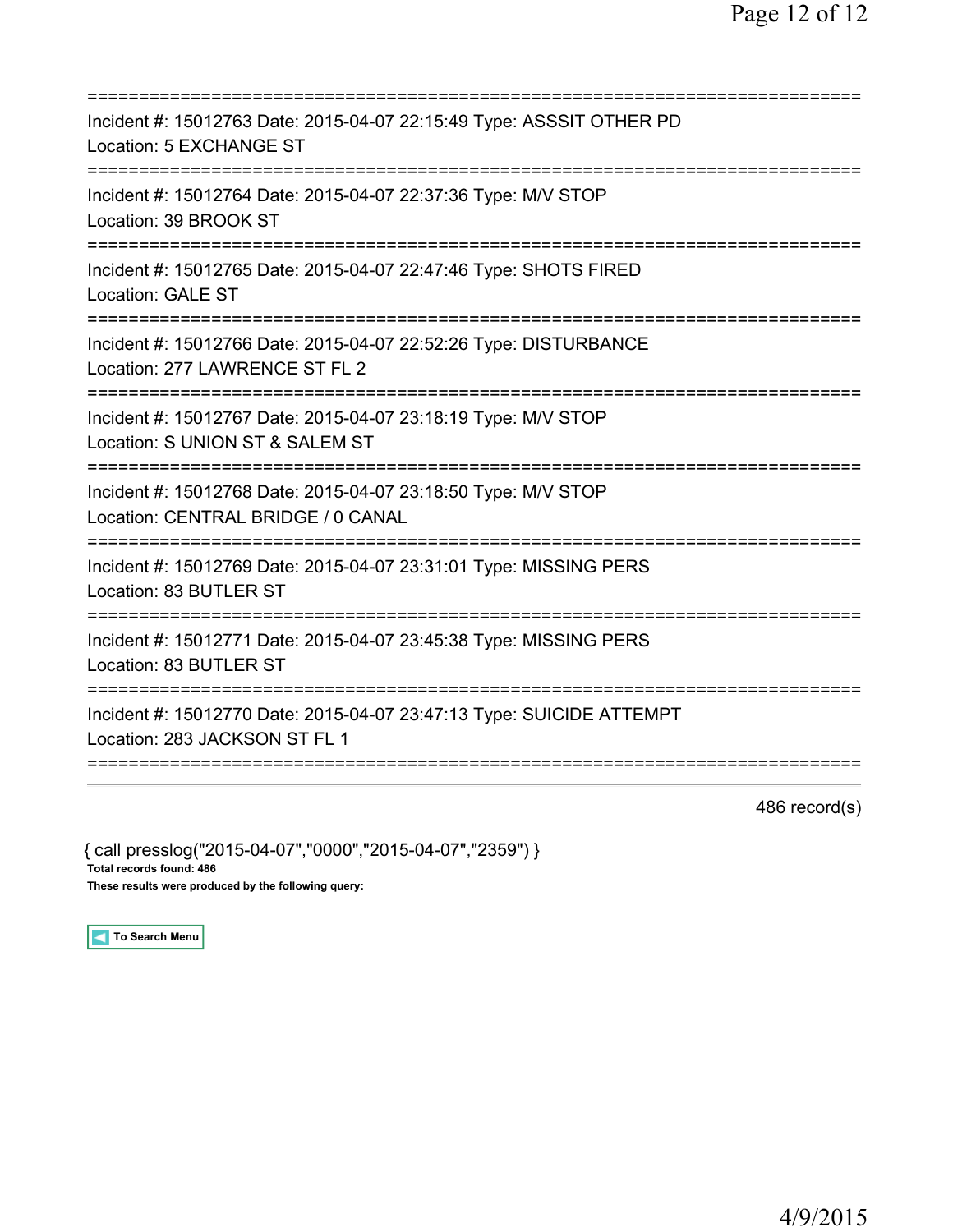===========================================================================

Incident #: 15012763 Date: 2015-04-07 22:15:49 Type: ASSSIT OTHER PD
Location: 5 EXCHANGE ST

===========================================================================

Incident #: 15012764 Date: 2015-04-07 22:37:36 Type: M/V STOP
Location: 39 BROOK ST

===========================================================================

Incident #: 15012765 Date: 2015-04-07 22:47:46 Type: SHOTS FIRED
Location: GALE ST

===========================================================================

Incident #: 15012766 Date: 2015-04-07 22:52:26 Type: DISTURBANCE
Location: 277 LAWRENCE ST FL 2

===========================================================================

Incident #: 15012767 Date: 2015-04-07 23:18:19 Type: M/V STOP
Location: S UNION ST & SALEM ST

===========================================================================

Incident #: 15012768 Date: 2015-04-07 23:18:50 Type: M/V STOP
Location: CENTRAL BRIDGE / 0 CANAL

===========================================================================

Incident #: 15012769 Date: 2015-04-07 23:31:01 Type: MISSING PERS
Location: 83 BUTLER ST

===========================================================================

Incident #: 15012771 Date: 2015-04-07 23:45:38 Type: MISSING PERS
Location: 83 BUTLER ST

===========================================================================

Incident #: 15012770 Date: 2015-04-07 23:47:13 Type: SUICIDE ATTEMPT
Location: 283 JACKSON ST FL 1

===========================================================================

486 record(s)

{ call presslog("2015-04-07","0000","2015-04-07","2359") }

**Total records found: 486**

**These results were produced by the following query:**

To Search Menu

4/9/2015